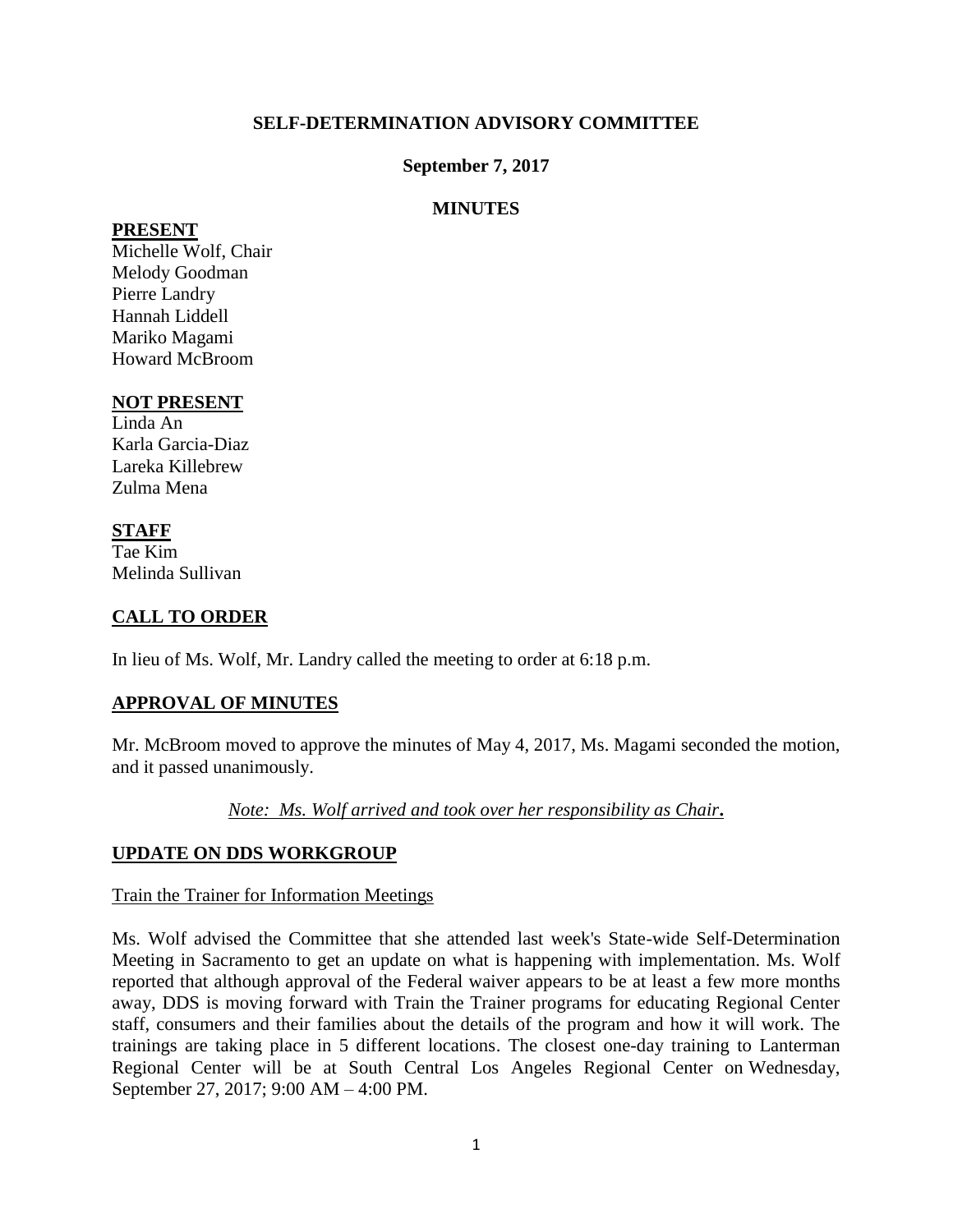**SELF-DETERMINATION ADVISORY COMMITTEE**

**September 7, 2017**

**MINUTES**

**PRESENT**

Michelle Wolf, Chair
Melody Goodman
Pierre Landry
Hannah Liddell
Mariko Magami
Howard McBroom

**NOT PRESENT**

Linda An
Karla Garcia-Diaz
Lareka Killebrew
Zulma Mena

**STAFF**

Tae Kim
Melinda Sullivan

## CALL TO ORDER

In lieu of Ms. Wolf, Mr. Landry called the meeting to order at 6:18 p.m.

## APPROVAL OF MINUTES

Mr. McBroom moved to approve the minutes of May 4, 2017, Ms. Magami seconded the motion, and it passed unanimously.

*Note: Ms. Wolf arrived and took over her responsibility as Chair.*

## UPDATE ON DDS WORKGROUP

Train the Trainer for Information Meetings

Ms. Wolf advised the Committee that she attended last week's State-wide Self-Determination Meeting in Sacramento to get an update on what is happening with implementation. Ms. Wolf reported that although approval of the Federal waiver appears to be at least a few more months away, DDS is moving forward with Train the Trainer programs for educating Regional Center staff, consumers and their families about the details of the program and how it will work. The trainings are taking place in 5 different locations. The closest one-day training to Lanterman Regional Center will be at South Central Los Angeles Regional Center on Wednesday, September 27, 2017; 9:00 AM – 4:00 PM.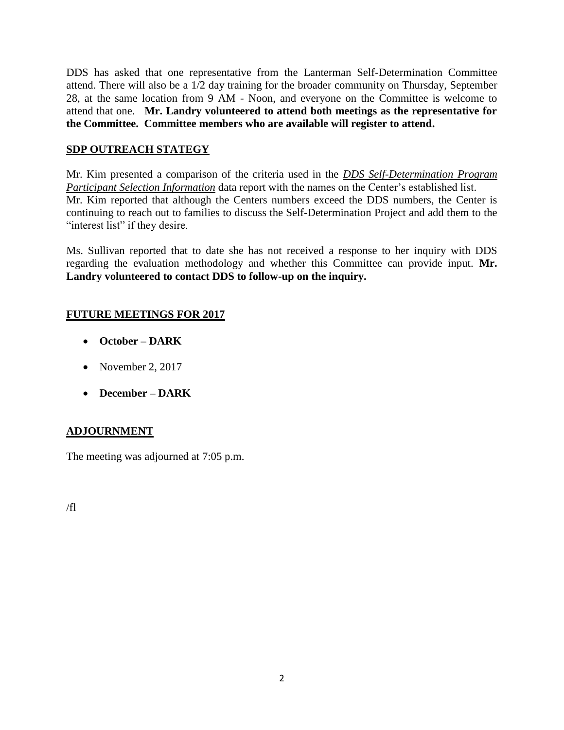DDS has asked that one representative from the Lanterman Self-Determination Committee attend. There will also be a 1/2 day training for the broader community on Thursday, September 28, at the same location from 9 AM - Noon, and everyone on the Committee is welcome to attend that one. **Mr. Landry volunteered to attend both meetings as the representative for the Committee. Committee members who are available will register to attend.**

## SDP OUTREACH STATEGY

Mr. Kim presented a comparison of the criteria used in the ***DDS Self-Determination Program Participant Selection Information*** data report with the names on the Center's established list.
Mr. Kim reported that although the Centers numbers exceed the DDS numbers, the Center is continuing to reach out to families to discuss the Self-Determination Project and add them to the "interest list" if they desire.

Ms. Sullivan reported that to date she has not received a response to her inquiry with DDS regarding the evaluation methodology and whether this Committee can provide input. **Mr. Landry volunteered to contact DDS to follow-up on the inquiry.**

## FUTURE MEETINGS FOR 2017

- **October – DARK**
- November 2, 2017
- **December – DARK**

## ADJOURNMENT

The meeting was adjourned at 7:05 p.m.

/fl